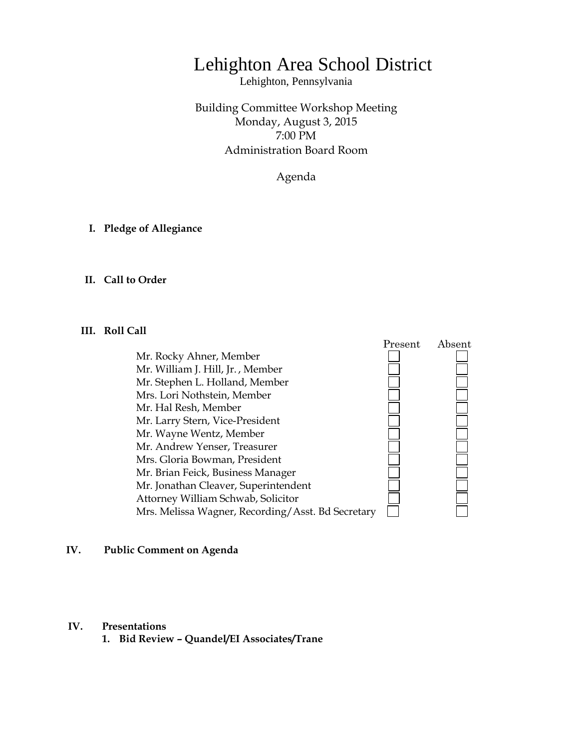# Lehighton Area School District

Lehighton, Pennsylvania

Building Committee Workshop Meeting
Monday, August 3, 2015
7:00 PM
Administration Board Room

Agenda

**I. Pledge of Allegiance**

**II. Call to Order**

**III. Roll Call**

| | Present | Absent |
|---|---|---|
| Mr. Rocky Ahner, Member | ☐ | ☐ |
| Mr. William J. Hill, Jr. , Member | ☐ | ☐ |
| Mr. Stephen L. Holland, Member | ☐ | ☐ |
| Mrs. Lori Nothstein, Member | ☐ | ☐ |
| Mr. Hal Resh, Member | ☐ | ☐ |
| Mr. Larry Stern, Vice-President | ☐ | ☐ |
| Mr. Wayne Wentz, Member | ☐ | ☐ |
| Mr. Andrew Yenser, Treasurer | ☐ | ☐ |
| Mrs. Gloria Bowman, President | ☐ | ☐ |
| Mr. Brian Feick, Business Manager | ☐ | ☐ |
| Mr. Jonathan Cleaver, Superintendent | ☐ | ☐ |
| Attorney William Schwab, Solicitor | ☐ | ☐ |
| Mrs. Melissa Wagner, Recording/Asst. Bd Secretary | ☐ | ☐ |

**IV. Public Comment on Agenda**

**IV. Presentations**

1. **Bid Review – Quandel/EI Associates/Trane**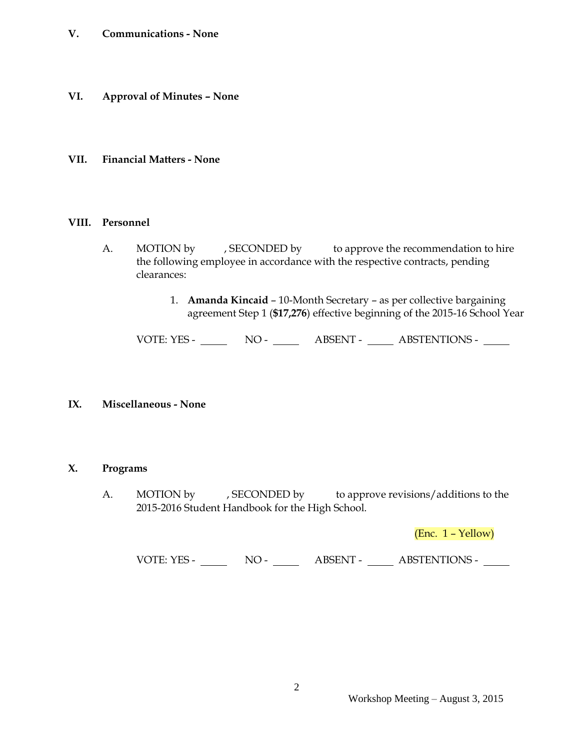## V. Communications - None

## VI. Approval of Minutes – None

## VII. Financial Matters - None

## VIII. Personnel

A. MOTION by \_\_\_\_\_, SECONDED by \_\_\_\_\_ to approve the recommendation to hire the following employee in accordance with the respective contracts, pending clearances:

1. **Amanda Kincaid** – 10-Month Secretary – as per collective bargaining agreement Step 1 (**$17,276**) effective beginning of the 2015-16 School Year

VOTE: YES - \_\_\_\_\_ NO - \_\_\_\_\_ ABSENT - \_\_\_\_\_ ABSTENTIONS - \_\_\_\_\_

## IX. Miscellaneous - None

## X. Programs

A. MOTION by \_\_\_\_\_, SECONDED by \_\_\_\_\_ to approve revisions/additions to the 2015-2016 Student Handbook for the High School.

(Enc. 1 – Yellow)

VOTE: YES - \_\_\_\_\_ NO - \_\_\_\_\_ ABSENT - \_\_\_\_\_ ABSTENTIONS - \_\_\_\_\_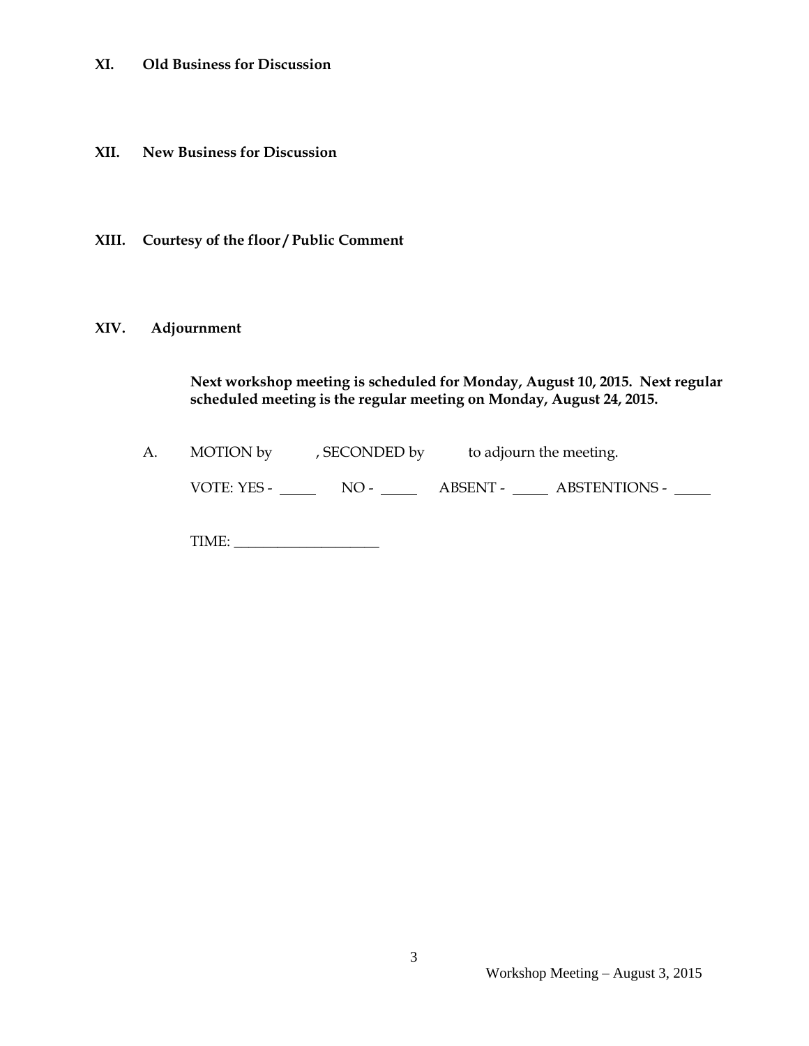**XI. Old Business for Discussion**

**XII. New Business for Discussion**

**XIII. Courtesy of the floor / Public Comment**

**XIV. Adjournment**

**Next workshop meeting is scheduled for Monday, August 10, 2015. Next regular scheduled meeting is the regular meeting on Monday, August 24, 2015.**

A. MOTION by , SECONDED by to adjourn the meeting.

VOTE: YES - _____ NO - _____ ABSENT - _____ ABSTENTIONS - _____

TIME: ____________________